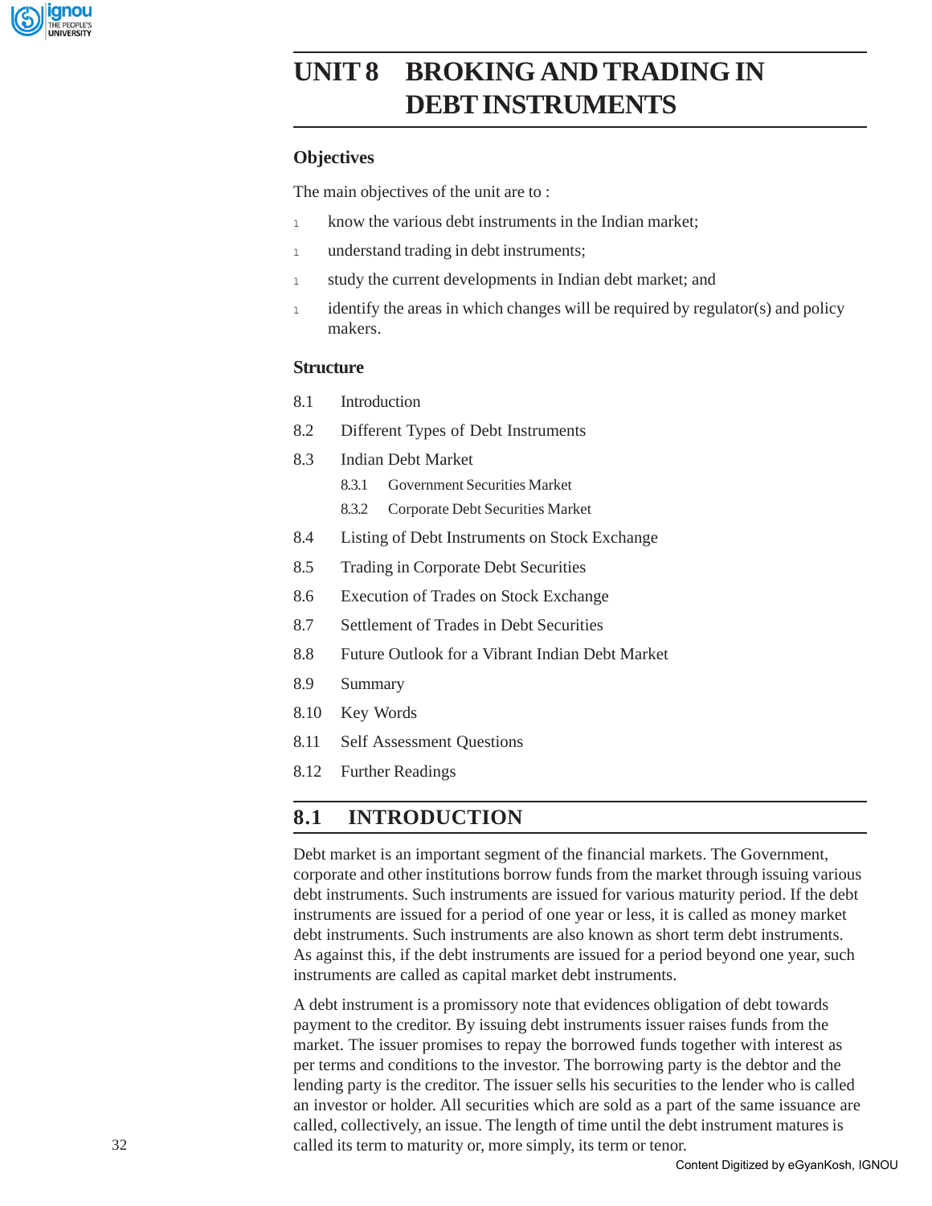# UNIT 8 BROKING AND TRADING IN DEBT INSTRUMENTS

## Objectives

The main objectives of the unit are to :

- know the various debt instruments in the Indian market;
- understand trading in debt instruments;
- study the current developments in Indian debt market; and
- identify the areas in which changes will be required by regulator(s) and policy makers.

## Structure

8.1 Introduction

8.2 Different Types of Debt Instruments

8.3 Indian Debt Market

- 8.3.1 Government Securities Market
- 8.3.2 Corporate Debt Securities Market

8.4 Listing of Debt Instruments on Stock Exchange

8.5 Trading in Corporate Debt Securities

8.6 Execution of Trades on Stock Exchange

8.7 Settlement of Trades in Debt Securities

8.8 Future Outlook for a Vibrant Indian Debt Market

8.9 Summary

8.10 Key Words

8.11 Self Assessment Questions

8.12 Further Readings

## 8.1 INTRODUCTION

Debt market is an important segment of the financial markets. The Government, corporate and other institutions borrow funds from the market through issuing various debt instruments. Such instruments are issued for various maturity period. If the debt instruments are issued for a period of one year or less, it is called as money market debt instruments. Such instruments are also known as short term debt instruments. As against this, if the debt instruments are issued for a period beyond one year, such instruments are called as capital market debt instruments.

A debt instrument is a promissory note that evidences obligation of debt towards payment to the creditor. By issuing debt instruments issuer raises funds from the market. The issuer promises to repay the borrowed funds together with interest as per terms and conditions to the investor. The borrowing party is the debtor and the lending party is the creditor. The issuer sells his securities to the lender who is called an investor or holder. All securities which are sold as a part of the same issuance are called, collectively, an issue. The length of time until the debt instrument matures is called its term to maturity or, more simply, its term or tenor.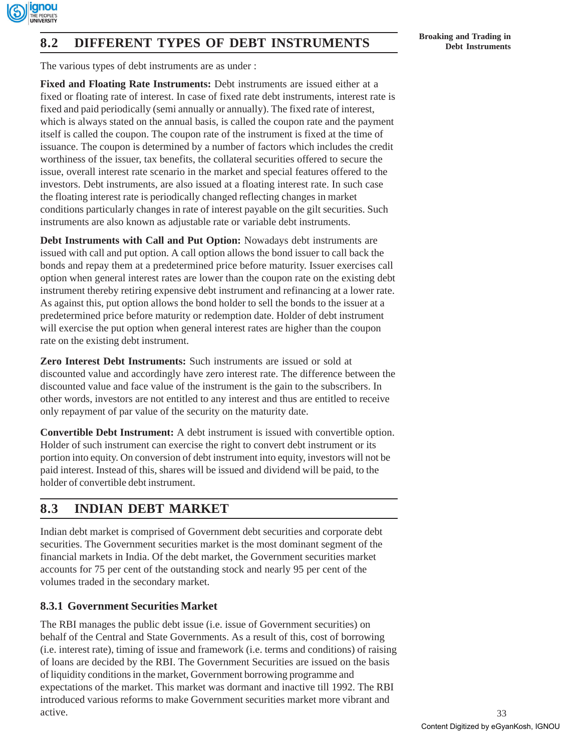## 8.2 DIFFERENT TYPES OF DEBT INSTRUMENTS

The various types of debt instruments are as under :

**Fixed and Floating Rate Instruments:** Debt instruments are issued either at a fixed or floating rate of interest. In case of fixed rate debt instruments, interest rate is fixed and paid periodically (semi annually or annually). The fixed rate of interest, which is always stated on the annual basis, is called the coupon rate and the payment itself is called the coupon. The coupon rate of the instrument is fixed at the time of issuance. The coupon is determined by a number of factors which includes the credit worthiness of the issuer, tax benefits, the collateral securities offered to secure the issue, overall interest rate scenario in the market and special features offered to the investors. Debt instruments, are also issued at a floating interest rate. In such case the floating interest rate is periodically changed reflecting changes in market conditions particularly changes in rate of interest payable on the gilt securities. Such instruments are also known as adjustable rate or variable debt instruments.

**Debt Instruments with Call and Put Option:** Nowadays debt instruments are issued with call and put option. A call option allows the bond issuer to call back the bonds and repay them at a predetermined price before maturity. Issuer exercises call option when general interest rates are lower than the coupon rate on the existing debt instrument thereby retiring expensive debt instrument and refinancing at a lower rate. As against this, put option allows the bond holder to sell the bonds to the issuer at a predetermined price before maturity or redemption date. Holder of debt instrument will exercise the put option when general interest rates are higher than the coupon rate on the existing debt instrument.

**Zero Interest Debt Instruments:** Such instruments are issued or sold at discounted value and accordingly have zero interest rate. The difference between the discounted value and face value of the instrument is the gain to the subscribers. In other words, investors are not entitled to any interest and thus are entitled to receive only repayment of par value of the security on the maturity date.

**Convertible Debt Instrument:** A debt instrument is issued with convertible option. Holder of such instrument can exercise the right to convert debt instrument or its portion into equity. On conversion of debt instrument into equity, investors will not be paid interest. Instead of this, shares will be issued and dividend will be paid, to the holder of convertible debt instrument.

## 8.3 INDIAN DEBT MARKET

Indian debt market is comprised of Government debt securities and corporate debt securities. The Government securities market is the most dominant segment of the financial markets in India. Of the debt market, the Government securities market accounts for 75 per cent of the outstanding stock and nearly 95 per cent of the volumes traded in the secondary market.

### 8.3.1 Government Securities Market

The RBI manages the public debt issue (i.e. issue of Government securities) on behalf of the Central and State Governments. As a result of this, cost of borrowing (i.e. interest rate), timing of issue and framework (i.e. terms and conditions) of raising of loans are decided by the RBI. The Government Securities are issued on the basis of liquidity conditions in the market, Government borrowing programme and expectations of the market. This market was dormant and inactive till 1992. The RBI introduced various reforms to make Government securities market more vibrant and active.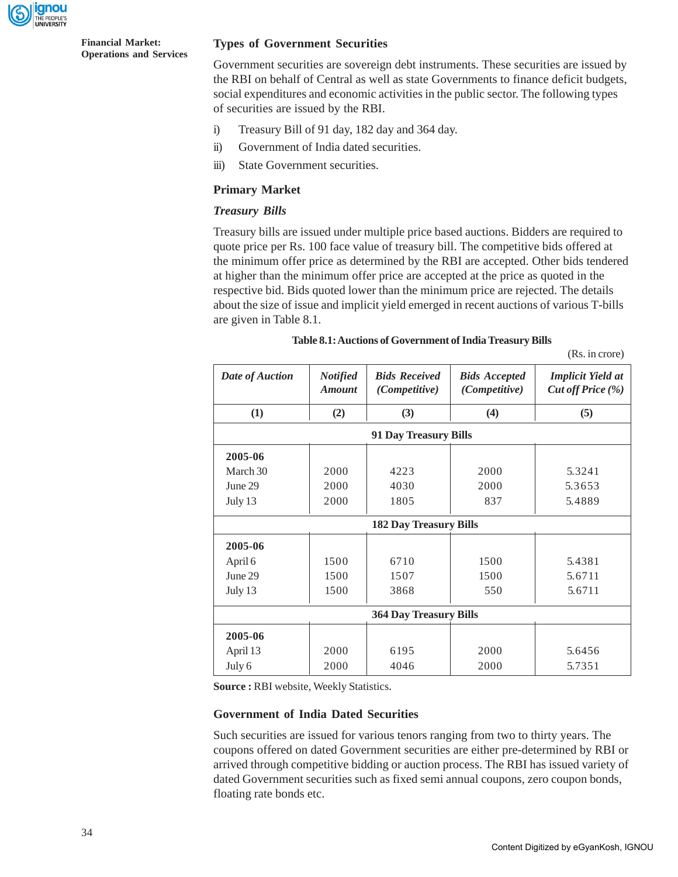### Types of Government Securities

Government securities are sovereign debt instruments. These securities are issued by the RBI on behalf of Central as well as state Governments to finance deficit budgets, social expenditures and economic activities in the public sector. The following types of securities are issued by the RBI.

i) Treasury Bill of 91 day, 182 day and 364 day.

ii) Government of India dated securities.

iii) State Government securities.

### Primary Market

#### *Treasury Bills*

Treasury bills are issued under multiple price based auctions. Bidders are required to quote price per Rs. 100 face value of treasury bill. The competitive bids offered at the minimum offer price as determined by the RBI are accepted. Other bids tendered at higher than the minimum offer price are accepted at the price as quoted in the respective bid. Bids quoted lower than the minimum price are rejected. The details about the size of issue and implicit yield emerged in recent auctions of various T-bills are given in Table 8.1.

**Table 8.1: Auctions of Government of India Treasury Bills**

(Rs. in crore)

| *Date of Auction* | *Notified Amount* | *Bids Received (Competitive)* | *Bids Accepted (Competitive)* | *Implicit Yield at Cut off Price (%)* |
|---|---|---|---|---|
| **(1)** | **(2)** | **(3)** | **(4)** | **(5)** |
| **91 Day Treasury Bills** | | | | |
| **2005-06** | | | | |
| March 30 | 2000 | 4223 | 2000 | 5.3241 |
| June 29 | 2000 | 4030 | 2000 | 5.3653 |
| July 13 | 2000 | 1805 | 837 | 5.4889 |
| **182 Day Treasury Bills** | | | | |
| **2005-06** | | | | |
| April 6 | 1500 | 6710 | 1500 | 5.4381 |
| June 29 | 1500 | 1507 | 1500 | 5.6711 |
| July 13 | 1500 | 3868 | 550 | 5.6711 |
| **364 Day Treasury Bills** | | | | |
| **2005-06** | | | | |
| April 13 | 2000 | 6195 | 2000 | 5.6456 |
| July 6 | 2000 | 4046 | 2000 | 5.7351 |

**Source :** RBI website, Weekly Statistics.

### Government of India Dated Securities

Such securities are issued for various tenors ranging from two to thirty years. The coupons offered on dated Government securities are either pre-determined by RBI or arrived through competitive bidding or auction process. The RBI has issued variety of dated Government securities such as fixed semi annual coupons, zero coupon bonds, floating rate bonds etc.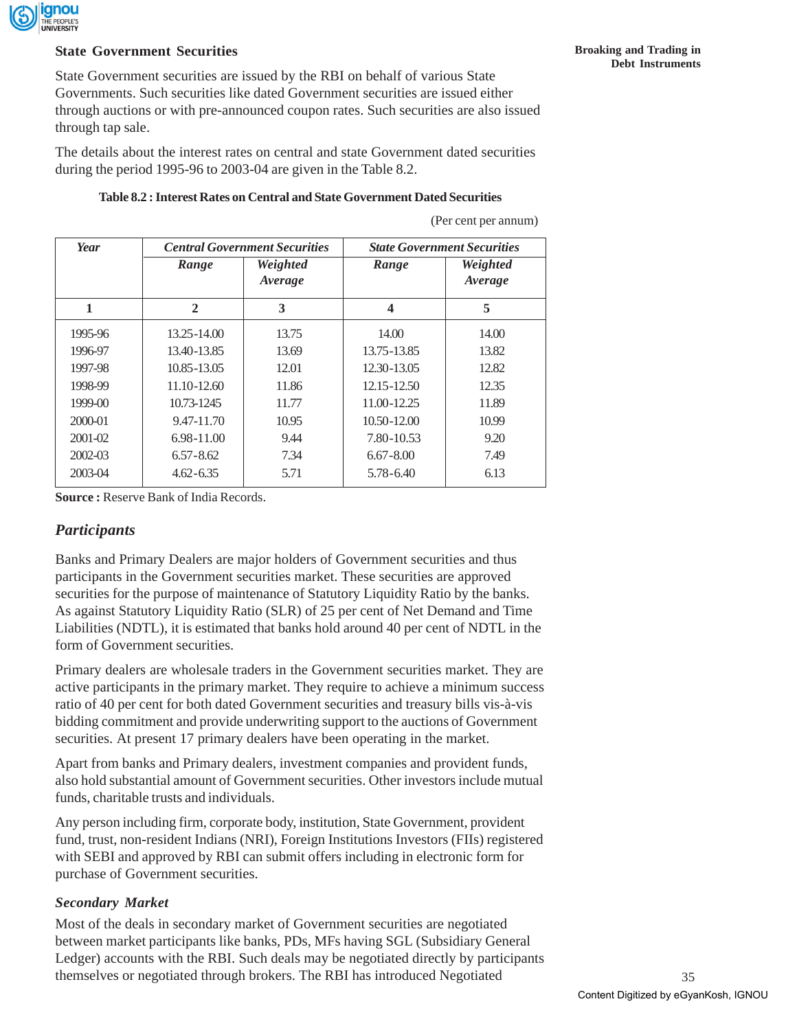### State Government Securities

State Government securities are issued by the RBI on behalf of various State Governments. Such securities like dated Government securities are issued either through auctions or with pre-announced coupon rates. Such securities are also issued through tap sale.

The details about the interest rates on central and state Government dated securities during the period 1995-96 to 2003-04 are given in the Table 8.2.

**Table 8.2 : Interest Rates on Central and State Government Dated Securities**

(Per cent per annum)

| *Year* | *Central Government Securities* | | *State Government Securities* | |
|---|---|---|---|---|
| | *Range* | *Weighted Average* | *Range* | *Weighted Average* |
| **1** | **2** | **3** | **4** | **5** |
| 1995-96 | 13.25-14.00 | 13.75 | 14.00 | 14.00 |
| 1996-97 | 13.40-13.85 | 13.69 | 13.75-13.85 | 13.82 |
| 1997-98 | 10.85-13.05 | 12.01 | 12.30-13.05 | 12.82 |
| 1998-99 | 11.10-12.60 | 11.86 | 12.15-12.50 | 12.35 |
| 1999-00 | 10.73-1245 | 11.77 | 11.00-12.25 | 11.89 |
| 2000-01 | 9.47-11.70 | 10.95 | 10.50-12.00 | 10.99 |
| 2001-02 | 6.98-11.00 | 9.44 | 7.80-10.53 | 9.20 |
| 2002-03 | 6.57-8.62 | 7.34 | 6.67-8.00 | 7.49 |
| 2003-04 | 4.62-6.35 | 5.71 | 5.78-6.40 | 6.13 |

**Source :** Reserve Bank of India Records.

## *Participants*

Banks and Primary Dealers are major holders of Government securities and thus participants in the Government securities market. These securities are approved securities for the purpose of maintenance of Statutory Liquidity Ratio by the banks. As against Statutory Liquidity Ratio (SLR) of 25 per cent of Net Demand and Time Liabilities (NDTL), it is estimated that banks hold around 40 per cent of NDTL in the form of Government securities.

Primary dealers are wholesale traders in the Government securities market. They are active participants in the primary market. They require to achieve a minimum success ratio of 40 per cent for both dated Government securities and treasury bills vis-à-vis bidding commitment and provide underwriting support to the auctions of Government securities. At present 17 primary dealers have been operating in the market.

Apart from banks and Primary dealers, investment companies and provident funds, also hold substantial amount of Government securities. Other investors include mutual funds, charitable trusts and individuals.

Any person including firm, corporate body, institution, State Government, provident fund, trust, non-resident Indians (NRI), Foreign Institutions Investors (FIIs) registered with SEBI and approved by RBI can submit offers including in electronic form for purchase of Government securities.

### *Secondary Market*

Most of the deals in secondary market of Government securities are negotiated between market participants like banks, PDs, MFs having SGL (Subsidiary General Ledger) accounts with the RBI. Such deals may be negotiated directly by participants themselves or negotiated through brokers. The RBI has introduced Negotiated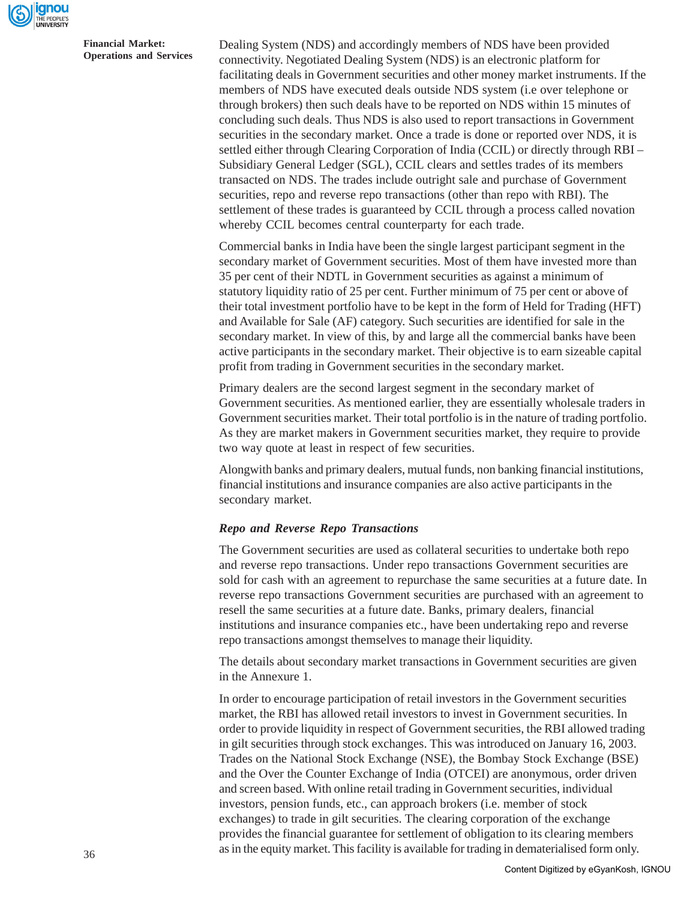Dealing System (NDS) and accordingly members of NDS have been provided connectivity. Negotiated Dealing System (NDS) is an electronic platform for facilitating deals in Government securities and other money market instruments. If the members of NDS have executed deals outside NDS system (i.e over telephone or through brokers) then such deals have to be reported on NDS within 15 minutes of concluding such deals. Thus NDS is also used to report transactions in Government securities in the secondary market. Once a trade is done or reported over NDS, it is settled either through Clearing Corporation of India (CCIL) or directly through RBI – Subsidiary General Ledger (SGL), CCIL clears and settles trades of its members transacted on NDS. The trades include outright sale and purchase of Government securities, repo and reverse repo transactions (other than repo with RBI). The settlement of these trades is guaranteed by CCIL through a process called novation whereby CCIL becomes central counterparty for each trade.

Commercial banks in India have been the single largest participant segment in the secondary market of Government securities. Most of them have invested more than 35 per cent of their NDTL in Government securities as against a minimum of statutory liquidity ratio of 25 per cent. Further minimum of 75 per cent or above of their total investment portfolio have to be kept in the form of Held for Trading (HFT) and Available for Sale (AF) category. Such securities are identified for sale in the secondary market. In view of this, by and large all the commercial banks have been active participants in the secondary market. Their objective is to earn sizeable capital profit from trading in Government securities in the secondary market.

Primary dealers are the second largest segment in the secondary market of Government securities. As mentioned earlier, they are essentially wholesale traders in Government securities market. Their total portfolio is in the nature of trading portfolio. As they are market makers in Government securities market, they require to provide two way quote at least in respect of few securities.

Alongwith banks and primary dealers, mutual funds, non banking financial institutions, financial institutions and insurance companies are also active participants in the secondary market.

### *Repo and Reverse Repo Transactions*

The Government securities are used as collateral securities to undertake both repo and reverse repo transactions. Under repo transactions Government securities are sold for cash with an agreement to repurchase the same securities at a future date. In reverse repo transactions Government securities are purchased with an agreement to resell the same securities at a future date. Banks, primary dealers, financial institutions and insurance companies etc., have been undertaking repo and reverse repo transactions amongst themselves to manage their liquidity.

The details about secondary market transactions in Government securities are given in the Annexure 1.

In order to encourage participation of retail investors in the Government securities market, the RBI has allowed retail investors to invest in Government securities. In order to provide liquidity in respect of Government securities, the RBI allowed trading in gilt securities through stock exchanges. This was introduced on January 16, 2003. Trades on the National Stock Exchange (NSE), the Bombay Stock Exchange (BSE) and the Over the Counter Exchange of India (OTCEI) are anonymous, order driven and screen based. With online retail trading in Government securities, individual investors, pension funds, etc., can approach brokers (i.e. member of stock exchanges) to trade in gilt securities. The clearing corporation of the exchange provides the financial guarantee for settlement of obligation to its clearing members as in the equity market. This facility is available for trading in dematerialised form only.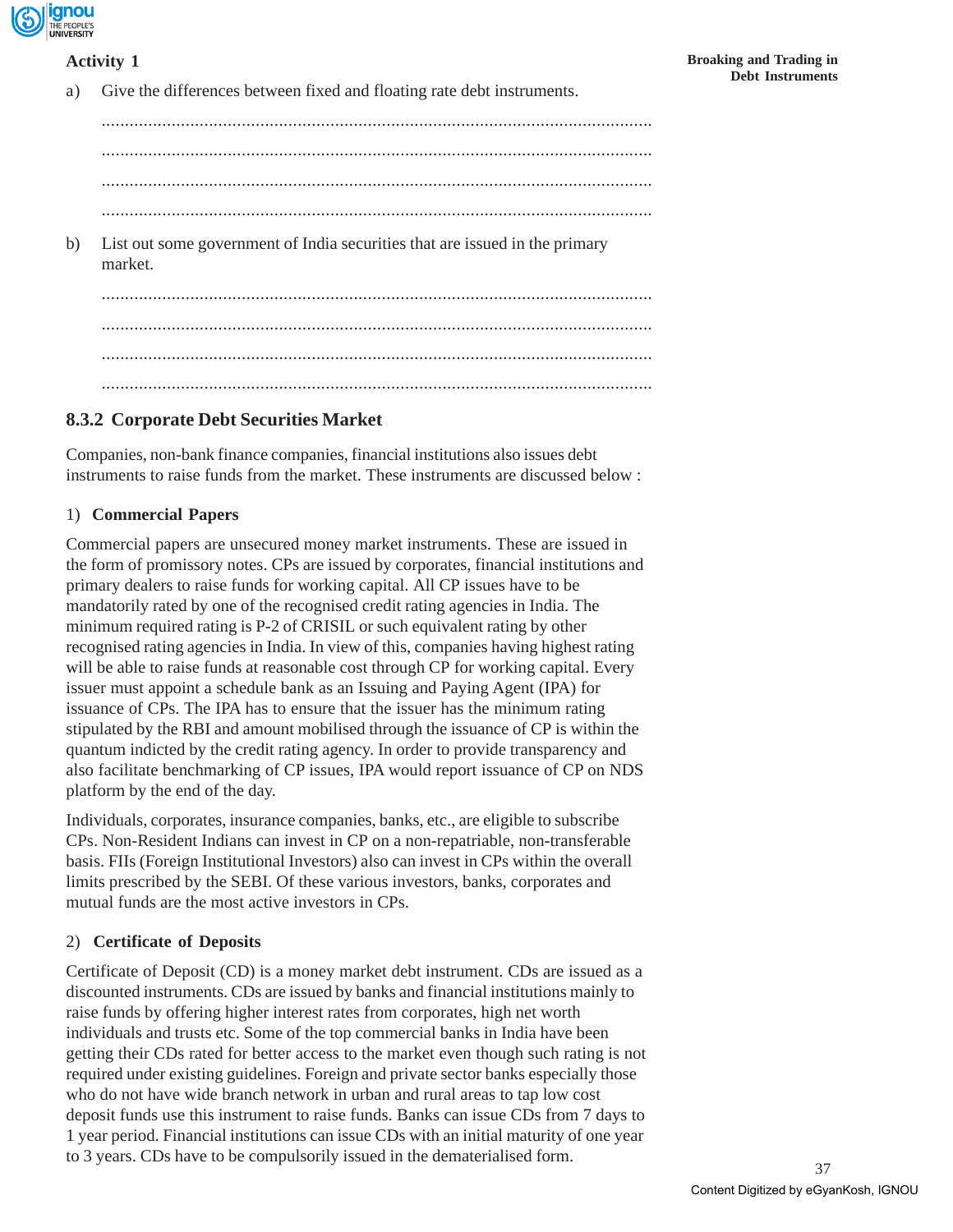**Activity 1**

a) Give the differences between fixed and floating rate debt instruments.

..........................................................................................................

..........................................................................................................

..........................................................................................................

..........................................................................................................

b) List out some government of India securities that are issued in the primary market.

..........................................................................................................

..........................................................................................................

..........................................................................................................

..........................................................................................................

### 8.3.2 Corporate Debt Securities Market

Companies, non-bank finance companies, financial institutions also issues debt instruments to raise funds from the market. These instruments are discussed below :

1) **Commercial Papers**

Commercial papers are unsecured money market instruments. These are issued in the form of promissory notes. CPs are issued by corporates, financial institutions and primary dealers to raise funds for working capital. All CP issues have to be mandatorily rated by one of the recognised credit rating agencies in India. The minimum required rating is P-2 of CRISIL or such equivalent rating by other recognised rating agencies in India. In view of this, companies having highest rating will be able to raise funds at reasonable cost through CP for working capital. Every issuer must appoint a schedule bank as an Issuing and Paying Agent (IPA) for issuance of CPs. The IPA has to ensure that the issuer has the minimum rating stipulated by the RBI and amount mobilised through the issuance of CP is within the quantum indicted by the credit rating agency. In order to provide transparency and also facilitate benchmarking of CP issues, IPA would report issuance of CP on NDS platform by the end of the day.

Individuals, corporates, insurance companies, banks, etc., are eligible to subscribe CPs. Non-Resident Indians can invest in CP on a non-repatriable, non-transferable basis. FIIs (Foreign Institutional Investors) also can invest in CPs within the overall limits prescribed by the SEBI. Of these various investors, banks, corporates and mutual funds are the most active investors in CPs.

2) **Certificate of Deposits**

Certificate of Deposit (CD) is a money market debt instrument. CDs are issued as a discounted instruments. CDs are issued by banks and financial institutions mainly to raise funds by offering higher interest rates from corporates, high net worth individuals and trusts etc. Some of the top commercial banks in India have been getting their CDs rated for better access to the market even though such rating is not required under existing guidelines. Foreign and private sector banks especially those who do not have wide branch network in urban and rural areas to tap low cost deposit funds use this instrument to raise funds. Banks can issue CDs from 7 days to 1 year period. Financial institutions can issue CDs with an initial maturity of one year to 3 years. CDs have to be compulsorily issued in the dematerialised form.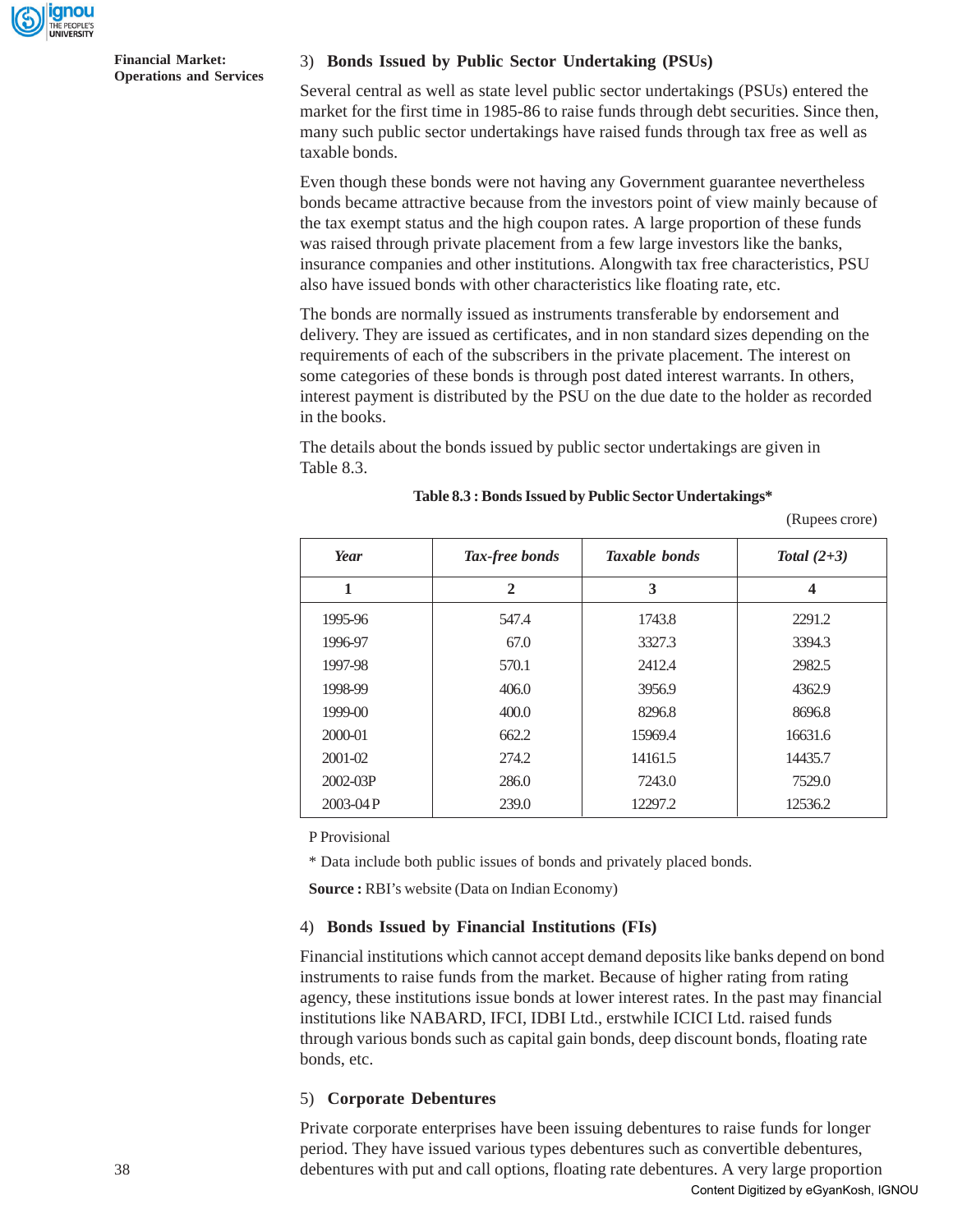3) **Bonds Issued by Public Sector Undertaking (PSUs)**

Several central as well as state level public sector undertakings (PSUs) entered the market for the first time in 1985-86 to raise funds through debt securities. Since then, many such public sector undertakings have raised funds through tax free as well as taxable bonds.

Even though these bonds were not having any Government guarantee nevertheless bonds became attractive because from the investors point of view mainly because of the tax exempt status and the high coupon rates. A large proportion of these funds was raised through private placement from a few large investors like the banks, insurance companies and other institutions. Alongwith tax free characteristics, PSU also have issued bonds with other characteristics like floating rate, etc.

The bonds are normally issued as instruments transferable by endorsement and delivery. They are issued as certificates, and in non standard sizes depending on the requirements of each of the subscribers in the private placement. The interest on some categories of these bonds is through post dated interest warrants. In others, interest payment is distributed by the PSU on the due date to the holder as recorded in the books.

The details about the bonds issued by public sector undertakings are given in Table 8.3.

**Table 8.3 : Bonds Issued by Public Sector Undertakings***

(Rupees crore)

| *Year* | *Tax-free bonds* | *Taxable bonds* | *Total (2+3)* |
|---|---|---|---|
| **1** | **2** | **3** | **4** |
| 1995-96 | 547.4 | 1743.8 | 2291.2 |
| 1996-97 | 67.0 | 3327.3 | 3394.3 |
| 1997-98 | 570.1 | 2412.4 | 2982.5 |
| 1998-99 | 406.0 | 3956.9 | 4362.9 |
| 1999-00 | 400.0 | 8296.8 | 8696.8 |
| 2000-01 | 662.2 | 15969.4 | 16631.6 |
| 2001-02 | 274.2 | 14161.5 | 14435.7 |
| 2002-03P | 286.0 | 7243.0 | 7529.0 |
| 2003-04 P | 239.0 | 12297.2 | 12536.2 |

P Provisional

* Data include both public issues of bonds and privately placed bonds.

**Source :** RBI's website (Data on Indian Economy)

4) **Bonds Issued by Financial Institutions (FIs)**

Financial institutions which cannot accept demand deposits like banks depend on bond instruments to raise funds from the market. Because of higher rating from rating agency, these institutions issue bonds at lower interest rates. In the past may financial institutions like NABARD, IFCI, IDBI Ltd., erstwhile ICICI Ltd. raised funds through various bonds such as capital gain bonds, deep discount bonds, floating rate bonds, etc.

5) **Corporate Debentures**

Private corporate enterprises have been issuing debentures to raise funds for longer period. They have issued various types debentures such as convertible debentures, debentures with put and call options, floating rate debentures. A very large proportion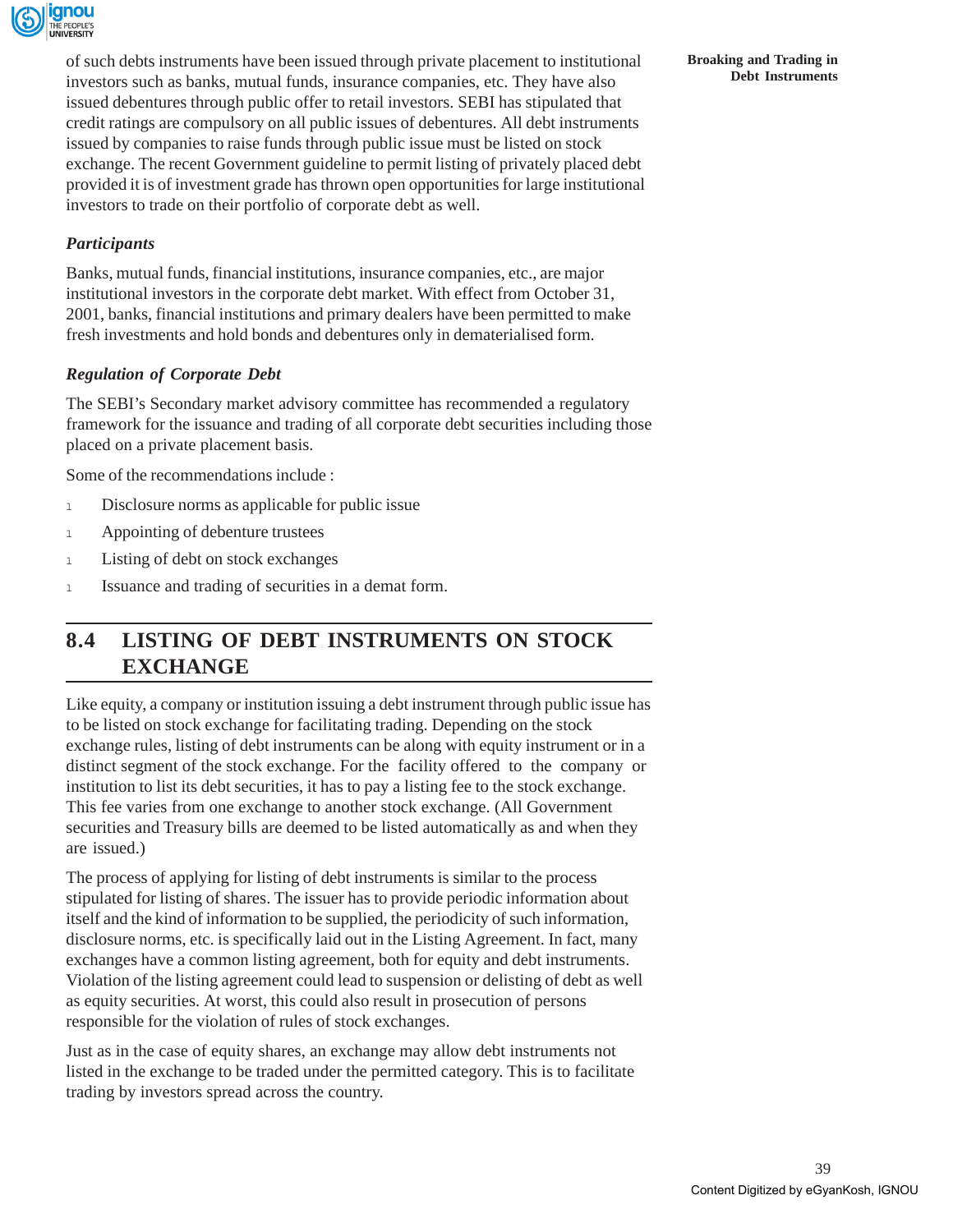of such debts instruments have been issued through private placement to institutional investors such as banks, mutual funds, insurance companies, etc. They have also issued debentures through public offer to retail investors. SEBI has stipulated that credit ratings are compulsory on all public issues of debentures. All debt instruments issued by companies to raise funds through public issue must be listed on stock exchange. The recent Government guideline to permit listing of privately placed debt provided it is of investment grade has thrown open opportunities for large institutional investors to trade on their portfolio of corporate debt as well.

***Participants***

Banks, mutual funds, financial institutions, insurance companies, etc., are major institutional investors in the corporate debt market. With effect from October 31, 2001, banks, financial institutions and primary dealers have been permitted to make fresh investments and hold bonds and debentures only in dematerialised form.

***Regulation of Corporate Debt***

The SEBI's Secondary market advisory committee has recommended a regulatory framework for the issuance and trading of all corporate debt securities including those placed on a private placement basis.

Some of the recommendations include :

- Disclosure norms as applicable for public issue
- Appointing of debenture trustees
- Listing of debt on stock exchanges
- Issuance and trading of securities in a demat form.

## 8.4 LISTING OF DEBT INSTRUMENTS ON STOCK EXCHANGE

Like equity, a company or institution issuing a debt instrument through public issue has to be listed on stock exchange for facilitating trading. Depending on the stock exchange rules, listing of debt instruments can be along with equity instrument or in a distinct segment of the stock exchange. For the facility offered to the company or institution to list its debt securities, it has to pay a listing fee to the stock exchange. This fee varies from one exchange to another stock exchange. (All Government securities and Treasury bills are deemed to be listed automatically as and when they are issued.)

The process of applying for listing of debt instruments is similar to the process stipulated for listing of shares. The issuer has to provide periodic information about itself and the kind of information to be supplied, the periodicity of such information, disclosure norms, etc. is specifically laid out in the Listing Agreement. In fact, many exchanges have a common listing agreement, both for equity and debt instruments. Violation of the listing agreement could lead to suspension or delisting of debt as well as equity securities. At worst, this could also result in prosecution of persons responsible for the violation of rules of stock exchanges.

Just as in the case of equity shares, an exchange may allow debt instruments not listed in the exchange to be traded under the permitted category. This is to facilitate trading by investors spread across the country.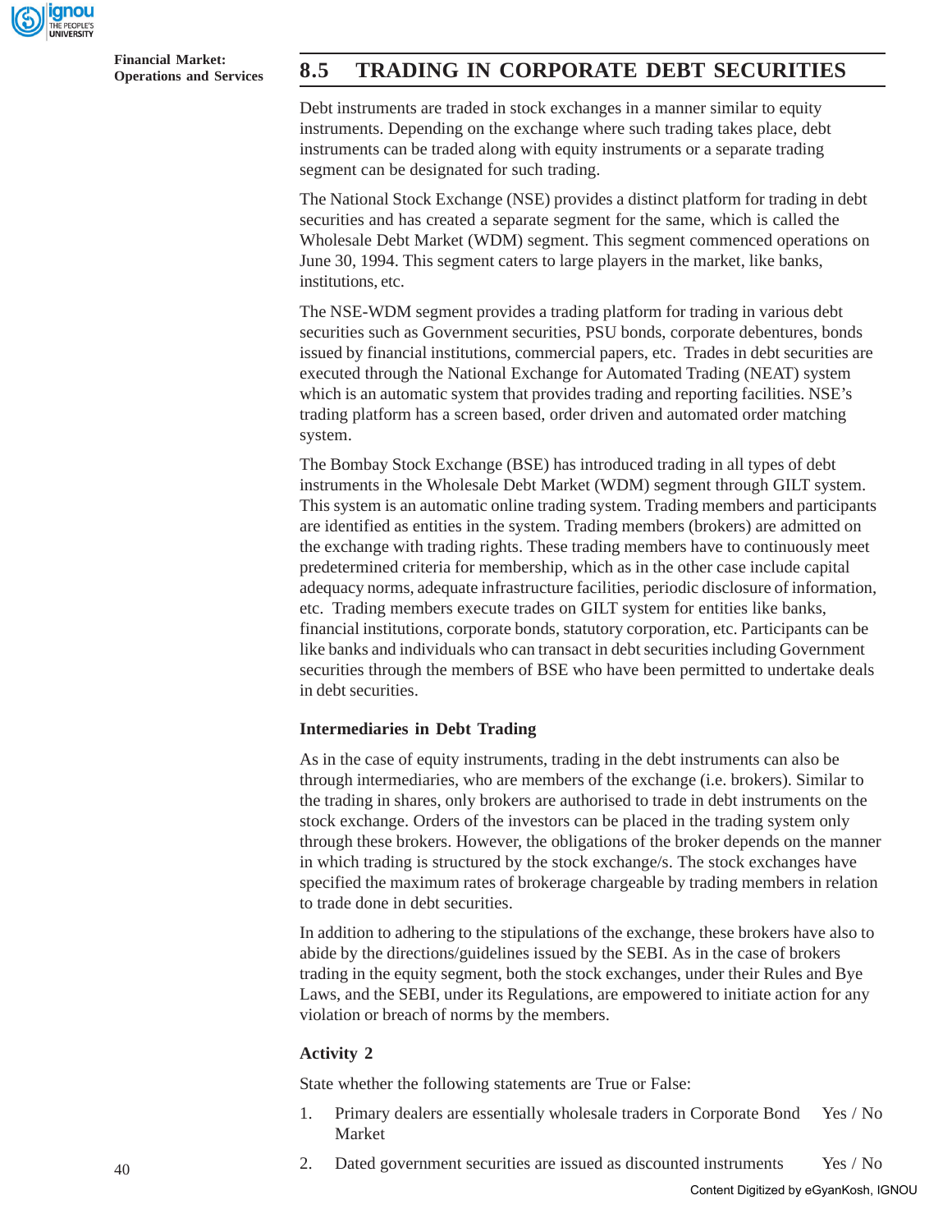## 8.5 TRADING IN CORPORATE DEBT SECURITIES

Debt instruments are traded in stock exchanges in a manner similar to equity instruments. Depending on the exchange where such trading takes place, debt instruments can be traded along with equity instruments or a separate trading segment can be designated for such trading.

The National Stock Exchange (NSE) provides a distinct platform for trading in debt securities and has created a separate segment for the same, which is called the Wholesale Debt Market (WDM) segment. This segment commenced operations on June 30, 1994. This segment caters to large players in the market, like banks, institutions, etc.

The NSE-WDM segment provides a trading platform for trading in various debt securities such as Government securities, PSU bonds, corporate debentures, bonds issued by financial institutions, commercial papers, etc. Trades in debt securities are executed through the National Exchange for Automated Trading (NEAT) system which is an automatic system that provides trading and reporting facilities. NSE's trading platform has a screen based, order driven and automated order matching system.

The Bombay Stock Exchange (BSE) has introduced trading in all types of debt instruments in the Wholesale Debt Market (WDM) segment through GILT system. This system is an automatic online trading system. Trading members and participants are identified as entities in the system. Trading members (brokers) are admitted on the exchange with trading rights. These trading members have to continuously meet predetermined criteria for membership, which as in the other case include capital adequacy norms, adequate infrastructure facilities, periodic disclosure of information, etc. Trading members execute trades on GILT system for entities like banks, financial institutions, corporate bonds, statutory corporation, etc. Participants can be like banks and individuals who can transact in debt securities including Government securities through the members of BSE who have been permitted to undertake deals in debt securities.

### Intermediaries in Debt Trading

As in the case of equity instruments, trading in the debt instruments can also be through intermediaries, who are members of the exchange (i.e. brokers). Similar to the trading in shares, only brokers are authorised to trade in debt instruments on the stock exchange. Orders of the investors can be placed in the trading system only through these brokers. However, the obligations of the broker depends on the manner in which trading is structured by the stock exchange/s. The stock exchanges have specified the maximum rates of brokerage chargeable by trading members in relation to trade done in debt securities.

In addition to adhering to the stipulations of the exchange, these brokers have also to abide by the directions/guidelines issued by the SEBI. As in the case of brokers trading in the equity segment, both the stock exchanges, under their Rules and Bye Laws, and the SEBI, under its Regulations, are empowered to initiate action for any violation or breach of norms by the members.

### Activity 2

State whether the following statements are True or False:

1. Primary dealers are essentially wholesale traders in Corporate Bond Market — Yes / No
2. Dated government securities are issued as discounted instruments — Yes / No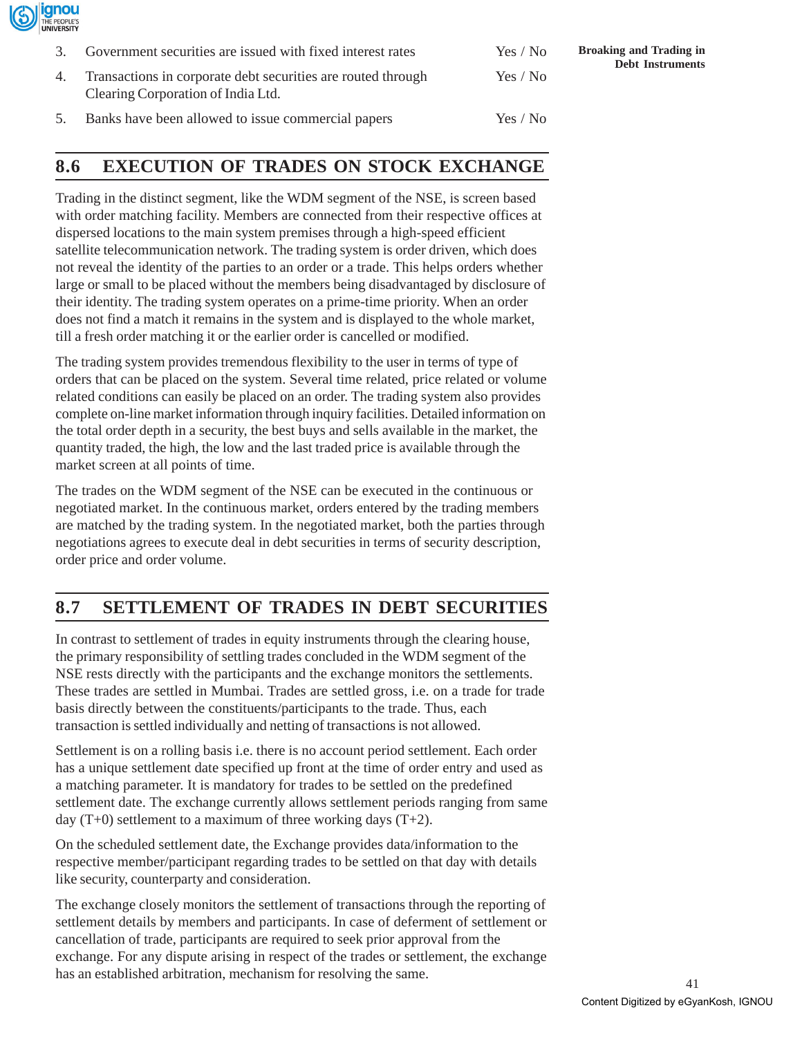3. Government securities are issued with fixed interest rates Yes / No
4. Transactions in corporate debt securities are routed through Clearing Corporation of India Ltd. Yes / No
5. Banks have been allowed to issue commercial papers Yes / No

## 8.6 EXECUTION OF TRADES ON STOCK EXCHANGE

Trading in the distinct segment, like the WDM segment of the NSE, is screen based with order matching facility. Members are connected from their respective offices at dispersed locations to the main system premises through a high-speed efficient satellite telecommunication network. The trading system is order driven, which does not reveal the identity of the parties to an order or a trade. This helps orders whether large or small to be placed without the members being disadvantaged by disclosure of their identity. The trading system operates on a prime-time priority. When an order does not find a match it remains in the system and is displayed to the whole market, till a fresh order matching it or the earlier order is cancelled or modified.

The trading system provides tremendous flexibility to the user in terms of type of orders that can be placed on the system. Several time related, price related or volume related conditions can easily be placed on an order. The trading system also provides complete on-line market information through inquiry facilities. Detailed information on the total order depth in a security, the best buys and sells available in the market, the quantity traded, the high, the low and the last traded price is available through the market screen at all points of time.

The trades on the WDM segment of the NSE can be executed in the continuous or negotiated market. In the continuous market, orders entered by the trading members are matched by the trading system. In the negotiated market, both the parties through negotiations agrees to execute deal in debt securities in terms of security description, order price and order volume.

## 8.7 SETTLEMENT OF TRADES IN DEBT SECURITIES

In contrast to settlement of trades in equity instruments through the clearing house, the primary responsibility of settling trades concluded in the WDM segment of the NSE rests directly with the participants and the exchange monitors the settlements. These trades are settled in Mumbai. Trades are settled gross, i.e. on a trade for trade basis directly between the constituents/participants to the trade. Thus, each transaction is settled individually and netting of transactions is not allowed.

Settlement is on a rolling basis i.e. there is no account period settlement. Each order has a unique settlement date specified up front at the time of order entry and used as a matching parameter. It is mandatory for trades to be settled on the predefined settlement date. The exchange currently allows settlement periods ranging from same day (T+0) settlement to a maximum of three working days (T+2).

On the scheduled settlement date, the Exchange provides data/information to the respective member/participant regarding trades to be settled on that day with details like security, counterparty and consideration.

The exchange closely monitors the settlement of transactions through the reporting of settlement details by members and participants. In case of deferment of settlement or cancellation of trade, participants are required to seek prior approval from the exchange. For any dispute arising in respect of the trades or settlement, the exchange has an established arbitration, mechanism for resolving the same.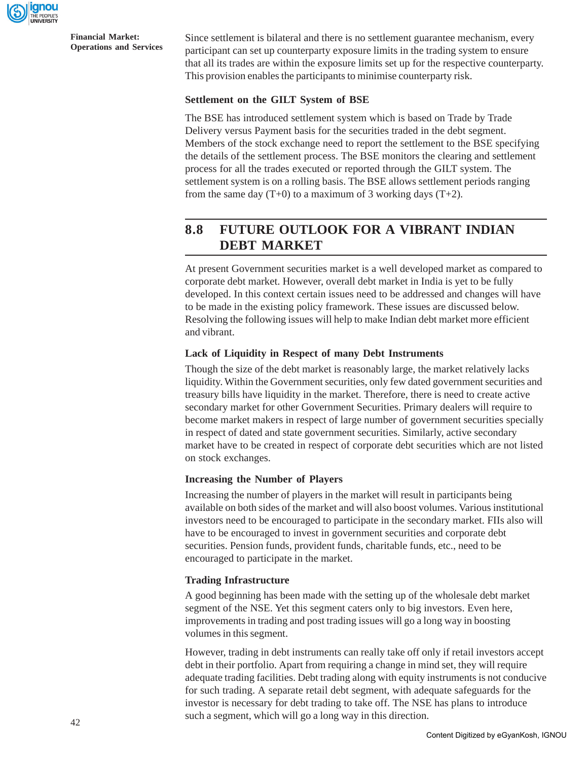Since settlement is bilateral and there is no settlement guarantee mechanism, every participant can set up counterparty exposure limits in the trading system to ensure that all its trades are within the exposure limits set up for the respective counterparty. This provision enables the participants to minimise counterparty risk.

### Settlement on the GILT System of BSE

The BSE has introduced settlement system which is based on Trade by Trade Delivery versus Payment basis for the securities traded in the debt segment. Members of the stock exchange need to report the settlement to the BSE specifying the details of the settlement process. The BSE monitors the clearing and settlement process for all the trades executed or reported through the GILT system. The settlement system is on a rolling basis. The BSE allows settlement periods ranging from the same day (T+0) to a maximum of 3 working days (T+2).

## 8.8 FUTURE OUTLOOK FOR A VIBRANT INDIAN DEBT MARKET

At present Government securities market is a well developed market as compared to corporate debt market. However, overall debt market in India is yet to be fully developed. In this context certain issues need to be addressed and changes will have to be made in the existing policy framework. These issues are discussed below. Resolving the following issues will help to make Indian debt market more efficient and vibrant.

### Lack of Liquidity in Respect of many Debt Instruments

Though the size of the debt market is reasonably large, the market relatively lacks liquidity. Within the Government securities, only few dated government securities and treasury bills have liquidity in the market. Therefore, there is need to create active secondary market for other Government Securities. Primary dealers will require to become market makers in respect of large number of government securities specially in respect of dated and state government securities. Similarly, active secondary market have to be created in respect of corporate debt securities which are not listed on stock exchanges.

### Increasing the Number of Players

Increasing the number of players in the market will result in participants being available on both sides of the market and will also boost volumes. Various institutional investors need to be encouraged to participate in the secondary market. FIIs also will have to be encouraged to invest in government securities and corporate debt securities. Pension funds, provident funds, charitable funds, etc., need to be encouraged to participate in the market.

### Trading Infrastructure

A good beginning has been made with the setting up of the wholesale debt market segment of the NSE. Yet this segment caters only to big investors. Even here, improvements in trading and post trading issues will go a long way in boosting volumes in this segment.

However, trading in debt instruments can really take off only if retail investors accept debt in their portfolio. Apart from requiring a change in mind set, they will require adequate trading facilities. Debt trading along with equity instruments is not conducive for such trading. A separate retail debt segment, with adequate safeguards for the investor is necessary for debt trading to take off. The NSE has plans to introduce such a segment, which will go a long way in this direction.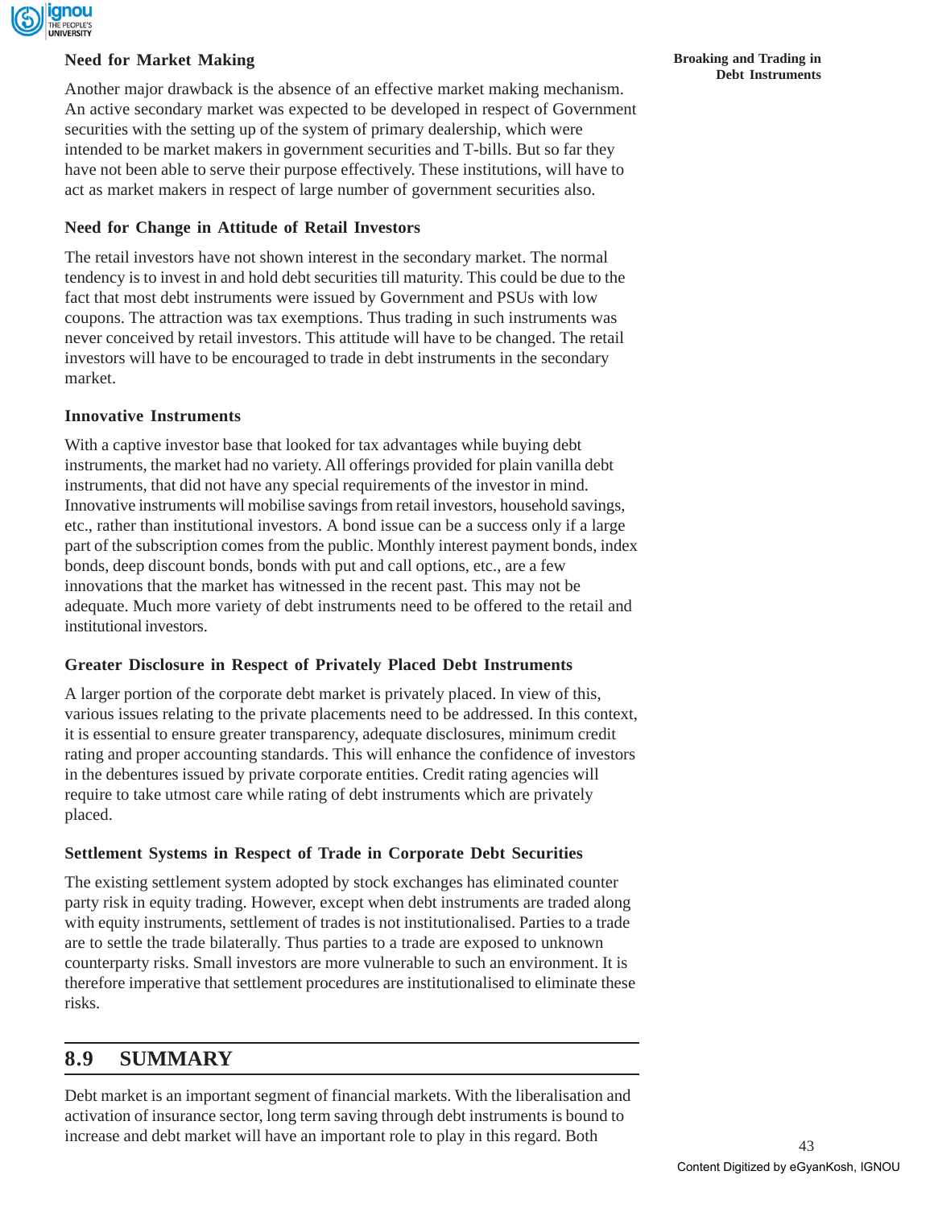### Need for Market Making

Another major drawback is the absence of an effective market making mechanism. An active secondary market was expected to be developed in respect of Government securities with the setting up of the system of primary dealership, which were intended to be market makers in government securities and T-bills. But so far they have not been able to serve their purpose effectively. These institutions, will have to act as market makers in respect of large number of government securities also.

### Need for Change in Attitude of Retail Investors

The retail investors have not shown interest in the secondary market. The normal tendency is to invest in and hold debt securities till maturity. This could be due to the fact that most debt instruments were issued by Government and PSUs with low coupons. The attraction was tax exemptions. Thus trading in such instruments was never conceived by retail investors. This attitude will have to be changed. The retail investors will have to be encouraged to trade in debt instruments in the secondary market.

### Innovative Instruments

With a captive investor base that looked for tax advantages while buying debt instruments, the market had no variety. All offerings provided for plain vanilla debt instruments, that did not have any special requirements of the investor in mind. Innovative instruments will mobilise savings from retail investors, household savings, etc., rather than institutional investors. A bond issue can be a success only if a large part of the subscription comes from the public. Monthly interest payment bonds, index bonds, deep discount bonds, bonds with put and call options, etc., are a few innovations that the market has witnessed in the recent past. This may not be adequate. Much more variety of debt instruments need to be offered to the retail and institutional investors.

### Greater Disclosure in Respect of Privately Placed Debt Instruments

A larger portion of the corporate debt market is privately placed. In view of this, various issues relating to the private placements need to be addressed. In this context, it is essential to ensure greater transparency, adequate disclosures, minimum credit rating and proper accounting standards. This will enhance the confidence of investors in the debentures issued by private corporate entities. Credit rating agencies will require to take utmost care while rating of debt instruments which are privately placed.

### Settlement Systems in Respect of Trade in Corporate Debt Securities

The existing settlement system adopted by stock exchanges has eliminated counter party risk in equity trading. However, except when debt instruments are traded along with equity instruments, settlement of trades is not institutionalised. Parties to a trade are to settle the trade bilaterally. Thus parties to a trade are exposed to unknown counterparty risks. Small investors are more vulnerable to such an environment. It is therefore imperative that settlement procedures are institutionalised to eliminate these risks.

## 8.9 SUMMARY

Debt market is an important segment of financial markets. With the liberalisation and activation of insurance sector, long term saving through debt instruments is bound to increase and debt market will have an important role to play in this regard. Both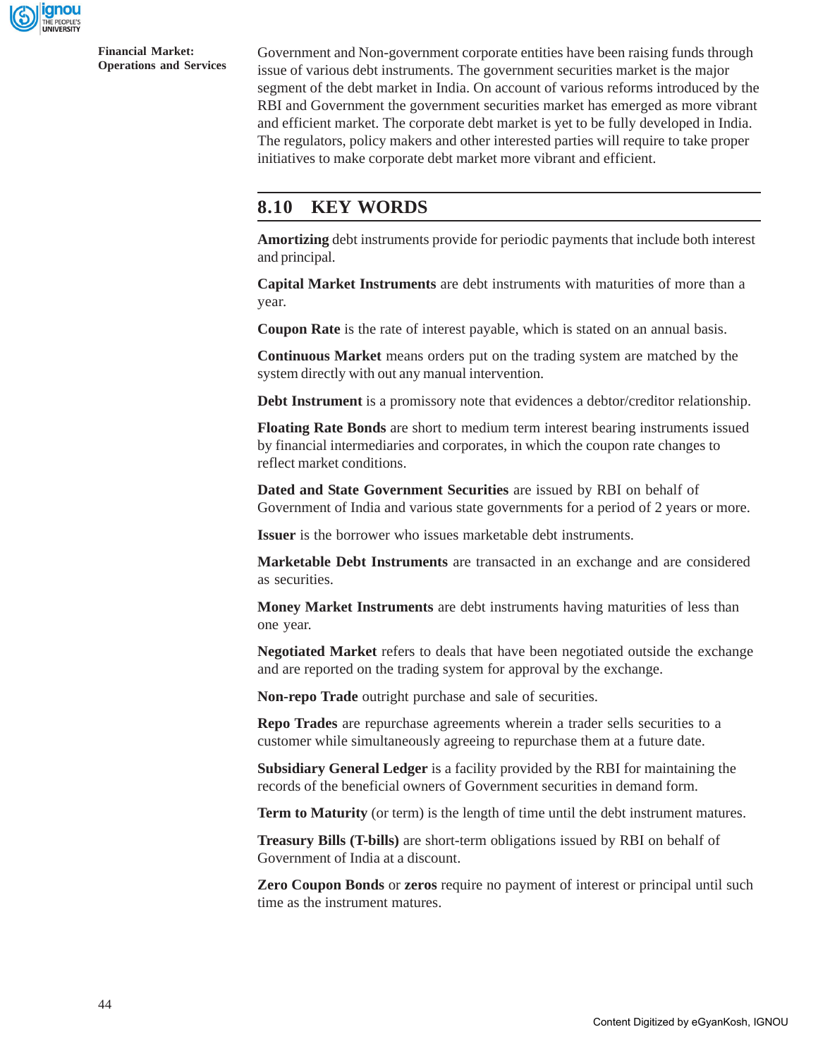Government and Non-government corporate entities have been raising funds through issue of various debt instruments. The government securities market is the major segment of the debt market in India. On account of various reforms introduced by the RBI and Government the government securities market has emerged as more vibrant and efficient market. The corporate debt market is yet to be fully developed in India. The regulators, policy makers and other interested parties will require to take proper initiatives to make corporate debt market more vibrant and efficient.

## 8.10 KEY WORDS

**Amortizing** debt instruments provide for periodic payments that include both interest and principal.

**Capital Market Instruments** are debt instruments with maturities of more than a year.

**Coupon Rate** is the rate of interest payable, which is stated on an annual basis.

**Continuous Market** means orders put on the trading system are matched by the system directly with out any manual intervention.

**Debt Instrument** is a promissory note that evidences a debtor/creditor relationship.

**Floating Rate Bonds** are short to medium term interest bearing instruments issued by financial intermediaries and corporates, in which the coupon rate changes to reflect market conditions.

**Dated and State Government Securities** are issued by RBI on behalf of Government of India and various state governments for a period of 2 years or more.

**Issuer** is the borrower who issues marketable debt instruments.

**Marketable Debt Instruments** are transacted in an exchange and are considered as securities.

**Money Market Instruments** are debt instruments having maturities of less than one year.

**Negotiated Market** refers to deals that have been negotiated outside the exchange and are reported on the trading system for approval by the exchange.

**Non-repo Trade** outright purchase and sale of securities.

**Repo Trades** are repurchase agreements wherein a trader sells securities to a customer while simultaneously agreeing to repurchase them at a future date.

**Subsidiary General Ledger** is a facility provided by the RBI for maintaining the records of the beneficial owners of Government securities in demand form.

**Term to Maturity** (or term) is the length of time until the debt instrument matures.

**Treasury Bills (T-bills)** are short-term obligations issued by RBI on behalf of Government of India at a discount.

**Zero Coupon Bonds** or **zeros** require no payment of interest or principal until such time as the instrument matures.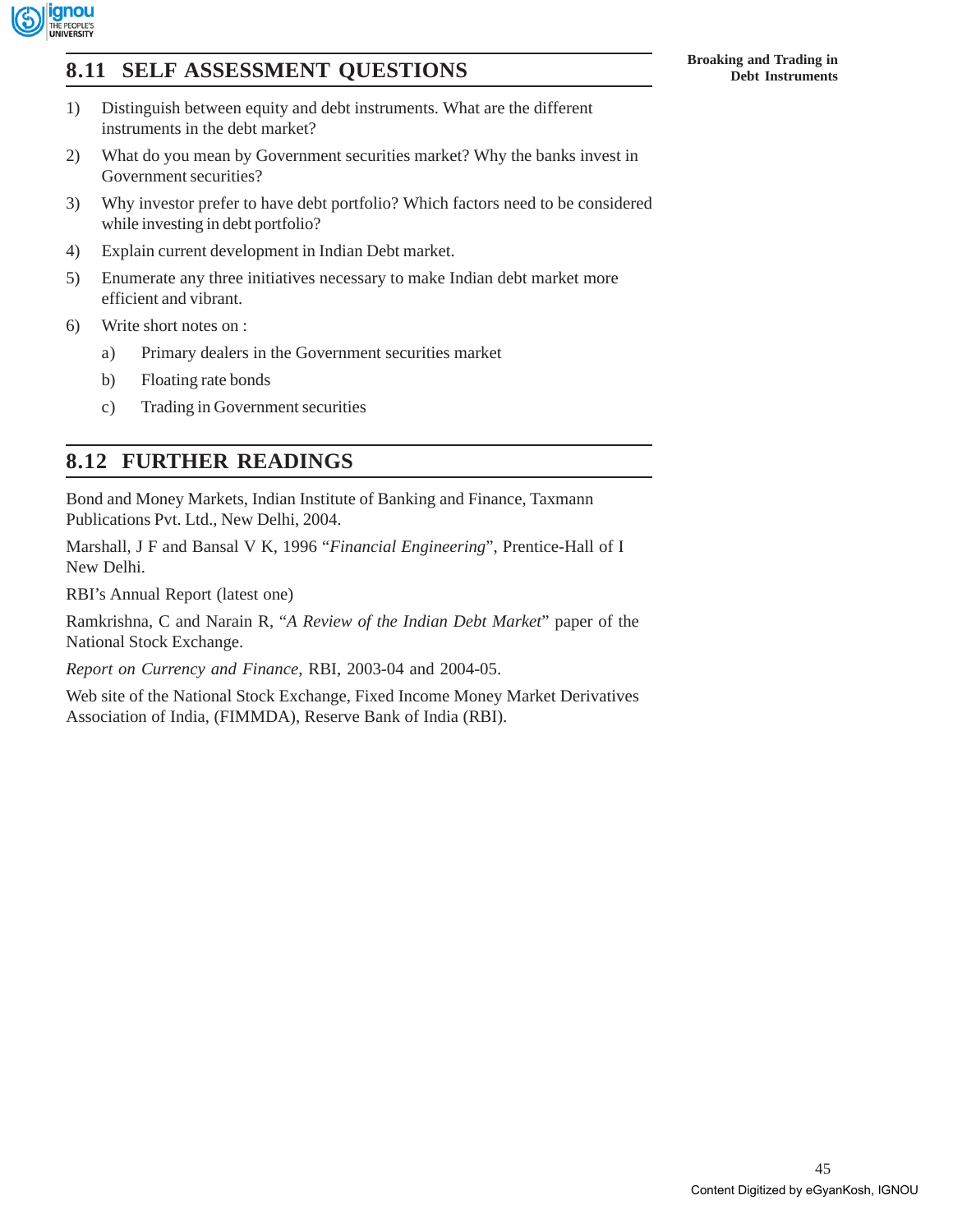## 8.11 SELF ASSESSMENT QUESTIONS

1) Distinguish between equity and debt instruments. What are the different instruments in the debt market?
2) What do you mean by Government securities market? Why the banks invest in Government securities?
3) Why investor prefer to have debt portfolio? Which factors need to be considered while investing in debt portfolio?
4) Explain current development in Indian Debt market.
5) Enumerate any three initiatives necessary to make Indian debt market more efficient and vibrant.
6) Write short notes on :
   a) Primary dealers in the Government securities market
   b) Floating rate bonds
   c) Trading in Government securities

## 8.12 FURTHER READINGS

Bond and Money Markets, Indian Institute of Banking and Finance, Taxmann Publications Pvt. Ltd., New Delhi, 2004.

Marshall, J F and Bansal V K, 1996 "*Financial Engineering*", Prentice-Hall of I New Delhi.

RBI's Annual Report (latest one)

Ramkrishna, C and Narain R, "*A Review of the Indian Debt Market*" paper of the National Stock Exchange.

*Report on Currency and Finance*, RBI, 2003-04 and 2004-05.

Web site of the National Stock Exchange, Fixed Income Money Market Derivatives Association of India, (FIMMDA), Reserve Bank of India (RBI).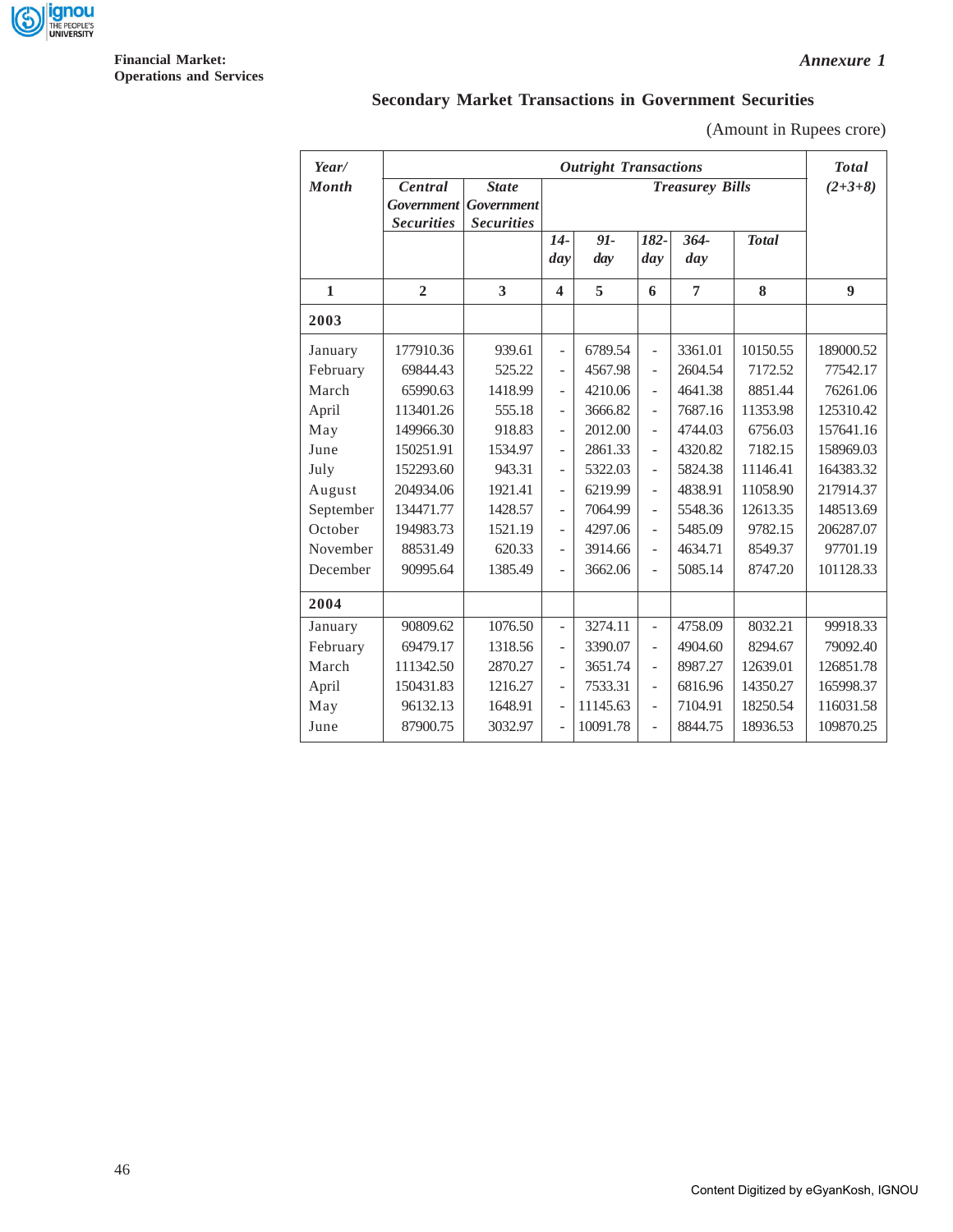*Annexure 1*

## Secondary Market Transactions in Government Securities

(Amount in Rupees crore)

| *Year/ Month* | *Outright Transactions* | | | | | | | *Total (2+3+8)* |
|---|---|---|---|---|---|---|---|---|
| | *Central Government Securities* | *State Government Securities* | *Treasurey Bills* | | | | | |
| | | | *14-day* | *91-day* | *182-day* | *364-day* | *Total* | |
| **1** | **2** | **3** | **4** | **5** | **6** | **7** | **8** | **9** |
| **2003** | | | | | | | | |
| January | 177910.36 | 939.61 | - | 6789.54 | - | 3361.01 | 10150.55 | 189000.52 |
| February | 69844.43 | 525.22 | - | 4567.98 | - | 2604.54 | 7172.52 | 77542.17 |
| March | 65990.63 | 1418.99 | - | 4210.06 | - | 4641.38 | 8851.44 | 76261.06 |
| April | 113401.26 | 555.18 | - | 3666.82 | - | 7687.16 | 11353.98 | 125310.42 |
| May | 149966.30 | 918.83 | - | 2012.00 | - | 4744.03 | 6756.03 | 157641.16 |
| June | 150251.91 | 1534.97 | - | 2861.33 | - | 4320.82 | 7182.15 | 158969.03 |
| July | 152293.60 | 943.31 | - | 5322.03 | - | 5824.38 | 11146.41 | 164383.32 |
| August | 204934.06 | 1921.41 | - | 6219.99 | - | 4838.91 | 11058.90 | 217914.37 |
| September | 134471.77 | 1428.57 | - | 7064.99 | - | 5548.36 | 12613.35 | 148513.69 |
| October | 194983.73 | 1521.19 | - | 4297.06 | - | 5485.09 | 9782.15 | 206287.07 |
| November | 88531.49 | 620.33 | - | 3914.66 | - | 4634.71 | 8549.37 | 97701.19 |
| December | 90995.64 | 1385.49 | - | 3662.06 | - | 5085.14 | 8747.20 | 101128.33 |
| **2004** | | | | | | | | |
| January | 90809.62 | 1076.50 | - | 3274.11 | - | 4758.09 | 8032.21 | 99918.33 |
| February | 69479.17 | 1318.56 | - | 3390.07 | - | 4904.60 | 8294.67 | 79092.40 |
| March | 111342.50 | 2870.27 | - | 3651.74 | - | 8987.27 | 12639.01 | 126851.78 |
| April | 150431.83 | 1216.27 | - | 7533.31 | - | 6816.96 | 14350.27 | 165998.37 |
| May | 96132.13 | 1648.91 | - | 11145.63 | - | 7104.91 | 18250.54 | 116031.58 |
| June | 87900.75 | 3032.97 | - | 10091.78 | - | 8844.75 | 18936.53 | 109870.25 |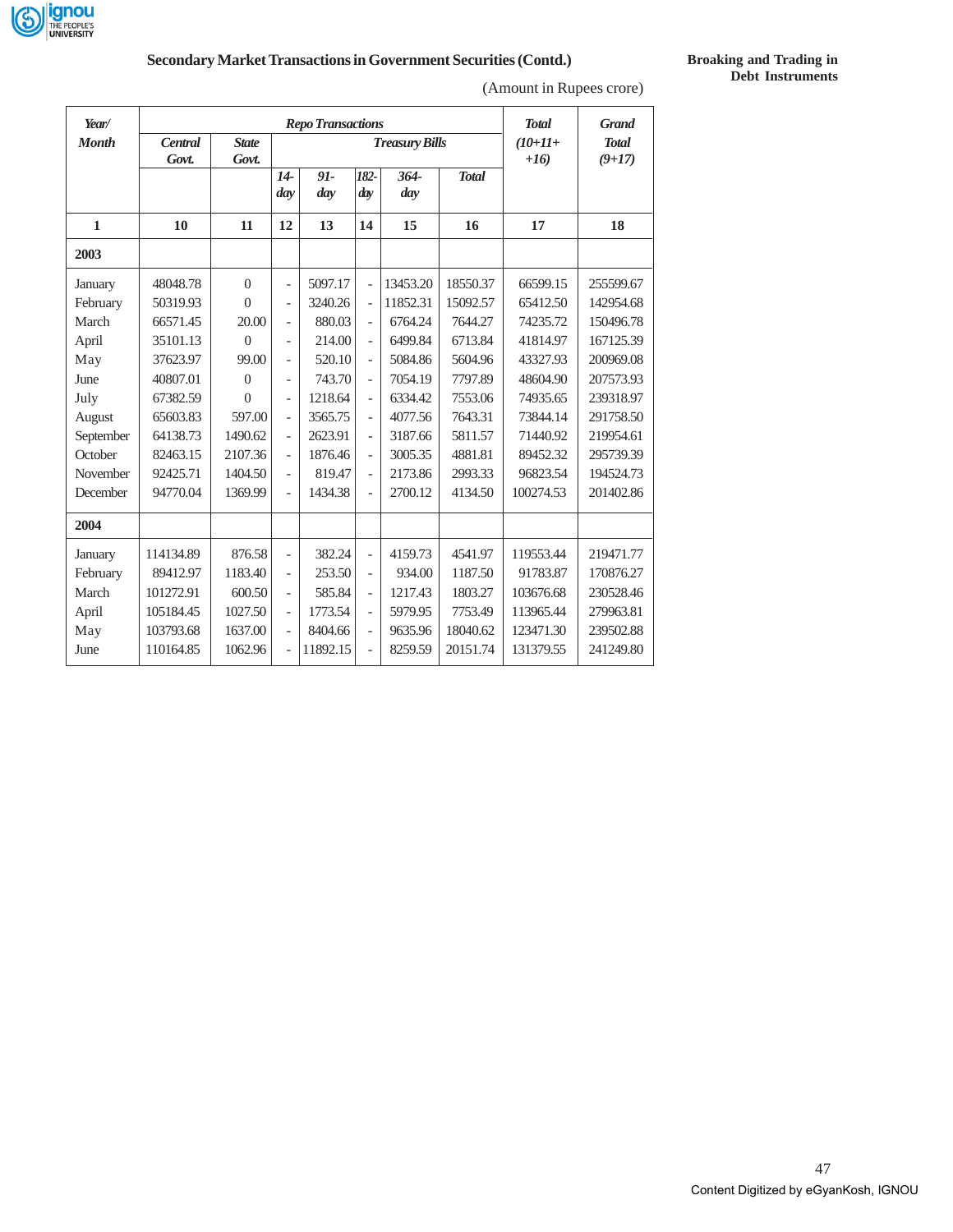### Secondary Market Transactions in Government Securities (Contd.)

(Amount in Rupees crore)

| Year/ Month | Repo Transactions | | | | | | | Total (10+11+ +16) | Grand Total (9+17) |
|---|---|---|---|---|---|---|---|---|---|
| | Central Govt. | State Govt. | Treasury Bills | | | | | | |
| | | | 14-day | 91-day | 182-day | 364-day | Total | | |
| 1 | 10 | 11 | 12 | 13 | 14 | 15 | 16 | 17 | 18 |
| **2003** | | | | | | | | | |
| January | 48048.78 | 0 | - | 5097.17 | - | 13453.20 | 18550.37 | 66599.15 | 255599.67 |
| February | 50319.93 | 0 | - | 3240.26 | - | 11852.31 | 15092.57 | 65412.50 | 142954.68 |
| March | 66571.45 | 20.00 | - | 880.03 | - | 6764.24 | 7644.27 | 74235.72 | 150496.78 |
| April | 35101.13 | 0 | - | 214.00 | - | 6499.84 | 6713.84 | 41814.97 | 167125.39 |
| May | 37623.97 | 99.00 | - | 520.10 | - | 5084.86 | 5604.96 | 43327.93 | 200969.08 |
| June | 40807.01 | 0 | - | 743.70 | - | 7054.19 | 7797.89 | 48604.90 | 207573.93 |
| July | 67382.59 | 0 | - | 1218.64 | - | 6334.42 | 7553.06 | 74935.65 | 239318.97 |
| August | 65603.83 | 597.00 | - | 3565.75 | - | 4077.56 | 7643.31 | 73844.14 | 291758.50 |
| September | 64138.73 | 1490.62 | - | 2623.91 | - | 3187.66 | 5811.57 | 71440.92 | 219954.61 |
| October | 82463.15 | 2107.36 | - | 1876.46 | - | 3005.35 | 4881.81 | 89452.32 | 295739.39 |
| November | 92425.71 | 1404.50 | - | 819.47 | - | 2173.86 | 2993.33 | 96823.54 | 194524.73 |
| December | 94770.04 | 1369.99 | - | 1434.38 | - | 2700.12 | 4134.50 | 100274.53 | 201402.86 |
| **2004** | | | | | | | | | |
| January | 114134.89 | 876.58 | - | 382.24 | - | 4159.73 | 4541.97 | 119553.44 | 219471.77 |
| February | 89412.97 | 1183.40 | - | 253.50 | - | 934.00 | 1187.50 | 91783.87 | 170876.27 |
| March | 101272.91 | 600.50 | - | 585.84 | - | 1217.43 | 1803.27 | 103676.68 | 230528.46 |
| April | 105184.45 | 1027.50 | - | 1773.54 | - | 5979.95 | 7753.49 | 113965.44 | 279963.81 |
| May | 103793.68 | 1637.00 | - | 8404.66 | - | 9635.96 | 18040.62 | 123471.30 | 239502.88 |
| June | 110164.85 | 1062.96 | - | 11892.15 | - | 8259.59 | 20151.74 | 131379.55 | 241249.80 |